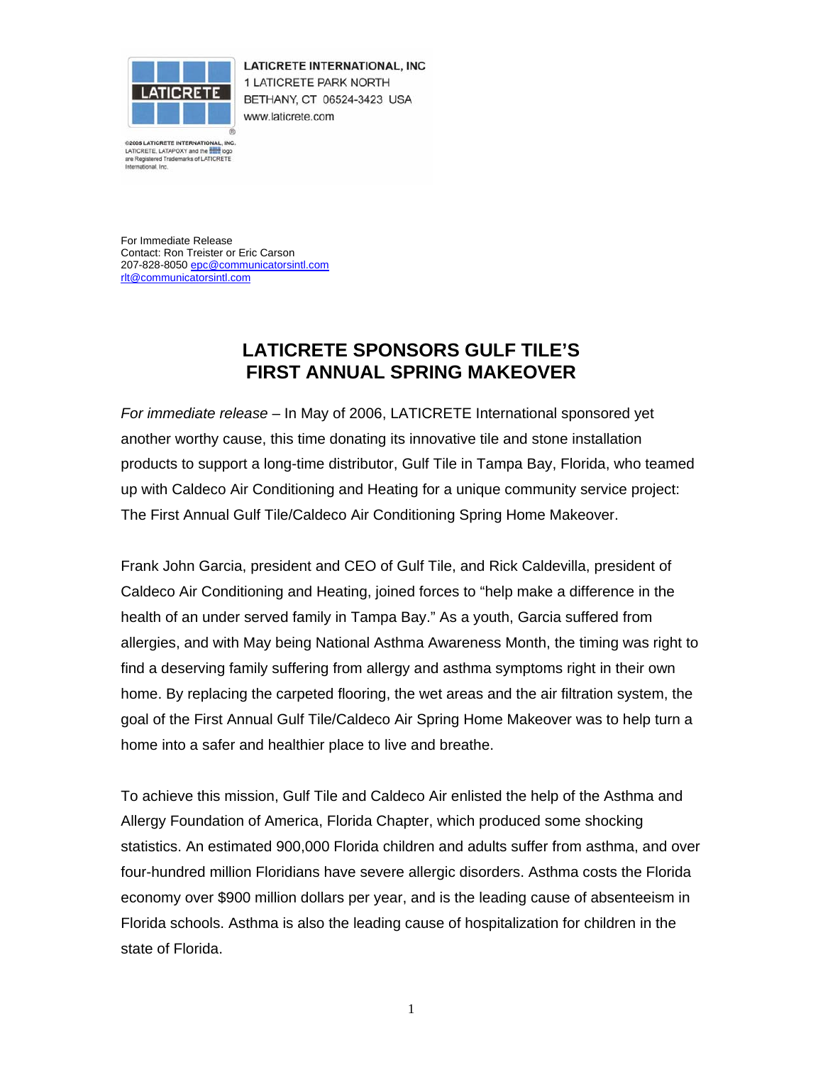LATICRETE INTERNATIONAL, INC
1 LATICRETE PARK NORTH
BETHANY, CT 06524-3423 USA
www.laticrete.com

©2005 LATICRETE INTERNATIONAL, INC. LATICRETE, LATAPOXY and the logo are Registered Trademarks of LATICRETE International, Inc.

For Immediate Release
Contact: Ron Treister or Eric Carson
207-828-8050 epc@communicatorsintl.com
rlt@communicatorsintl.com

# LATICRETE SPONSORS GULF TILE'S FIRST ANNUAL SPRING MAKEOVER

*For immediate release* – In May of 2006, LATICRETE International sponsored yet another worthy cause, this time donating its innovative tile and stone installation products to support a long-time distributor, Gulf Tile in Tampa Bay, Florida, who teamed up with Caldeco Air Conditioning and Heating for a unique community service project: The First Annual Gulf Tile/Caldeco Air Conditioning Spring Home Makeover.

Frank John Garcia, president and CEO of Gulf Tile, and Rick Caldevilla, president of Caldeco Air Conditioning and Heating, joined forces to "help make a difference in the health of an under served family in Tampa Bay." As a youth, Garcia suffered from allergies, and with May being National Asthma Awareness Month, the timing was right to find a deserving family suffering from allergy and asthma symptoms right in their own home. By replacing the carpeted flooring, the wet areas and the air filtration system, the goal of the First Annual Gulf Tile/Caldeco Air Spring Home Makeover was to help turn a home into a safer and healthier place to live and breathe.

To achieve this mission, Gulf Tile and Caldeco Air enlisted the help of the Asthma and Allergy Foundation of America, Florida Chapter, which produced some shocking statistics. An estimated 900,000 Florida children and adults suffer from asthma, and over four-hundred million Floridians have severe allergic disorders. Asthma costs the Florida economy over $900 million dollars per year, and is the leading cause of absenteeism in Florida schools. Asthma is also the leading cause of hospitalization for children in the state of Florida.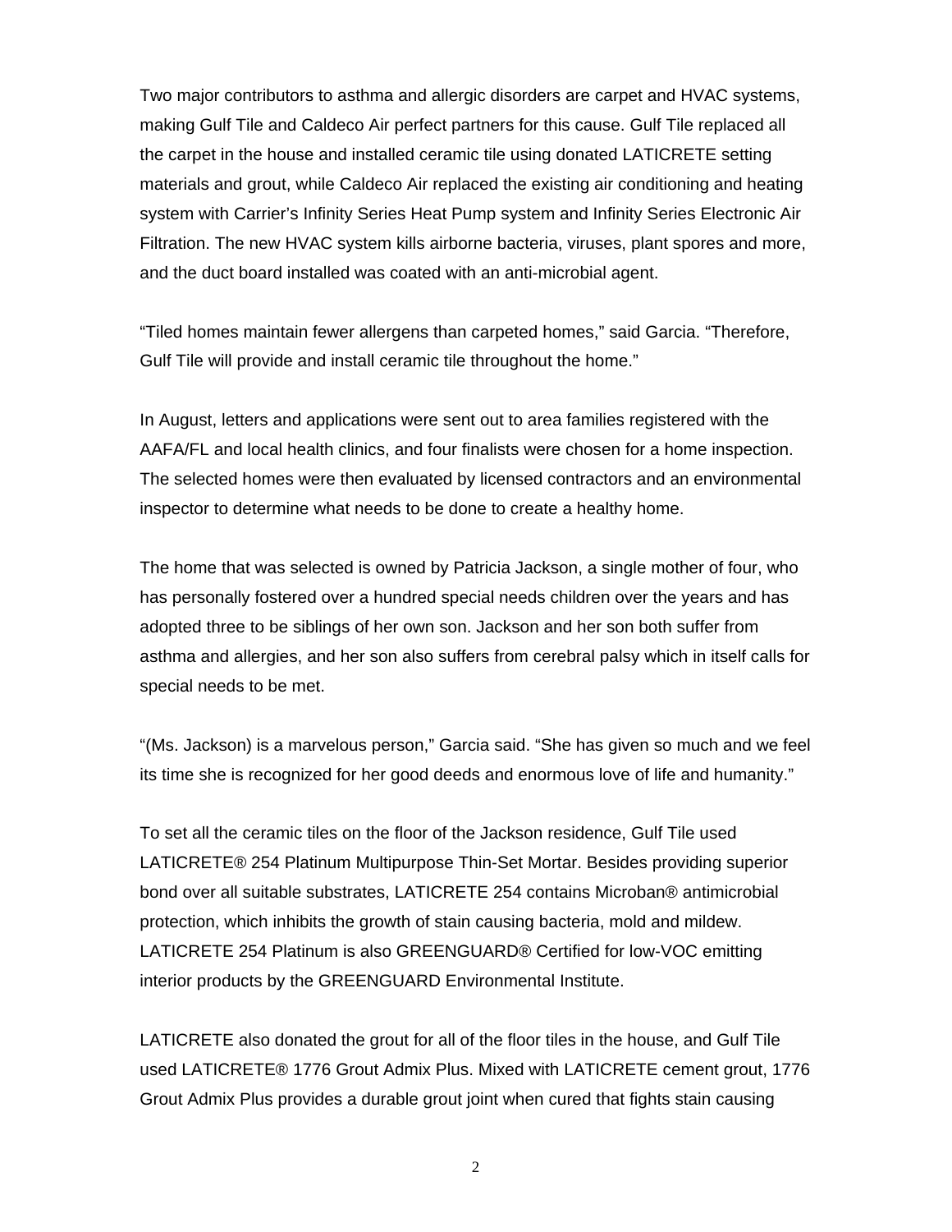Two major contributors to asthma and allergic disorders are carpet and HVAC systems, making Gulf Tile and Caldeco Air perfect partners for this cause. Gulf Tile replaced all the carpet in the house and installed ceramic tile using donated LATICRETE setting materials and grout, while Caldeco Air replaced the existing air conditioning and heating system with Carrier's Infinity Series Heat Pump system and Infinity Series Electronic Air Filtration. The new HVAC system kills airborne bacteria, viruses, plant spores and more, and the duct board installed was coated with an anti-microbial agent.

"Tiled homes maintain fewer allergens than carpeted homes," said Garcia. "Therefore, Gulf Tile will provide and install ceramic tile throughout the home."

In August, letters and applications were sent out to area families registered with the AAFA/FL and local health clinics, and four finalists were chosen for a home inspection. The selected homes were then evaluated by licensed contractors and an environmental inspector to determine what needs to be done to create a healthy home.

The home that was selected is owned by Patricia Jackson, a single mother of four, who has personally fostered over a hundred special needs children over the years and has adopted three to be siblings of her own son. Jackson and her son both suffer from asthma and allergies, and her son also suffers from cerebral palsy which in itself calls for special needs to be met.

"(Ms. Jackson) is a marvelous person," Garcia said. "She has given so much and we feel its time she is recognized for her good deeds and enormous love of life and humanity."

To set all the ceramic tiles on the floor of the Jackson residence, Gulf Tile used LATICRETE® 254 Platinum Multipurpose Thin-Set Mortar. Besides providing superior bond over all suitable substrates, LATICRETE 254 contains Microban® antimicrobial protection, which inhibits the growth of stain causing bacteria, mold and mildew. LATICRETE 254 Platinum is also GREENGUARD® Certified for low-VOC emitting interior products by the GREENGUARD Environmental Institute.

LATICRETE also donated the grout for all of the floor tiles in the house, and Gulf Tile used LATICRETE® 1776 Grout Admix Plus. Mixed with LATICRETE cement grout, 1776 Grout Admix Plus provides a durable grout joint when cured that fights stain causing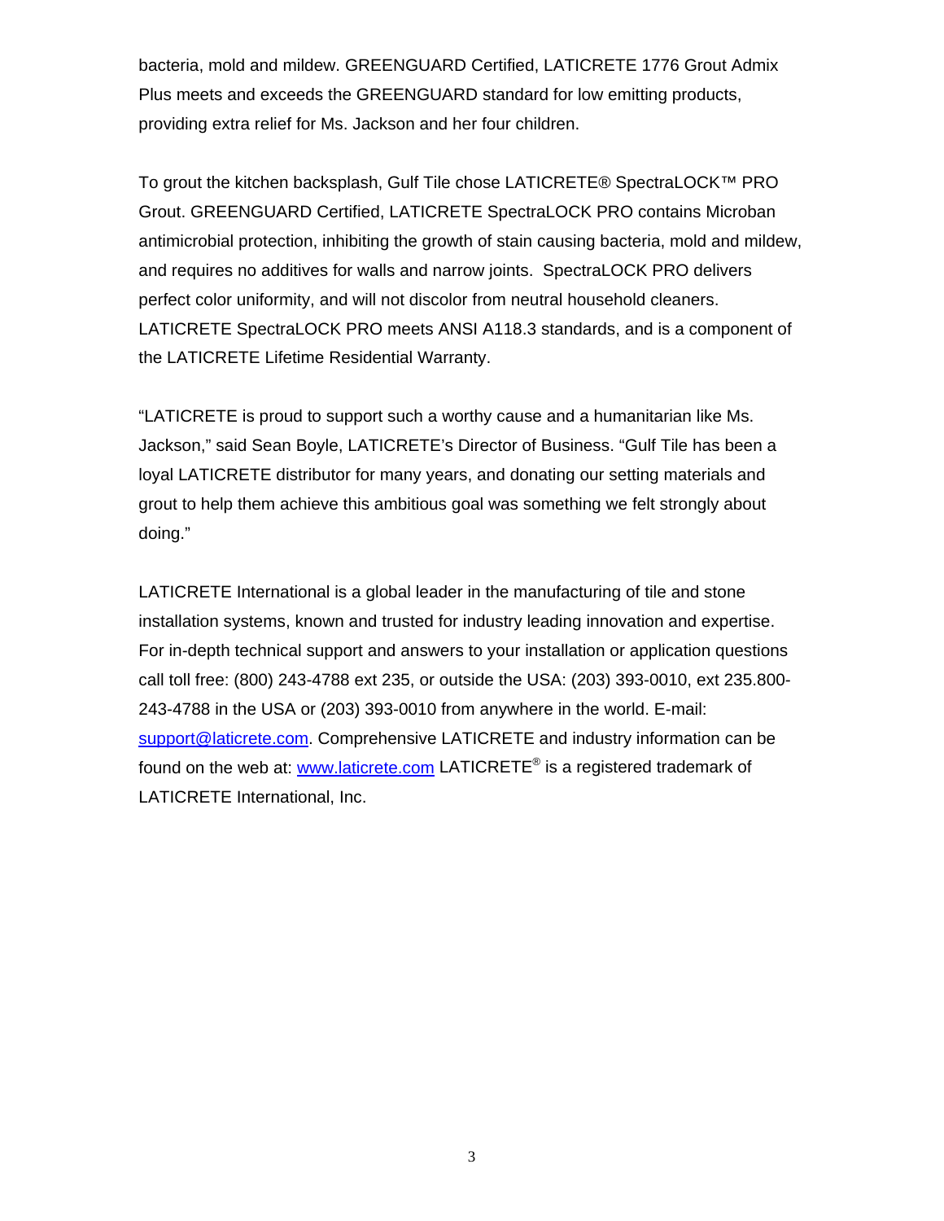bacteria, mold and mildew. GREENGUARD Certified, LATICRETE 1776 Grout Admix Plus meets and exceeds the GREENGUARD standard for low emitting products, providing extra relief for Ms. Jackson and her four children.

To grout the kitchen backsplash, Gulf Tile chose LATICRETE® SpectraLOCK™ PRO Grout. GREENGUARD Certified, LATICRETE SpectraLOCK PRO contains Microban antimicrobial protection, inhibiting the growth of stain causing bacteria, mold and mildew, and requires no additives for walls and narrow joints. SpectraLOCK PRO delivers perfect color uniformity, and will not discolor from neutral household cleaners. LATICRETE SpectraLOCK PRO meets ANSI A118.3 standards, and is a component of the LATICRETE Lifetime Residential Warranty.

“LATICRETE is proud to support such a worthy cause and a humanitarian like Ms. Jackson,” said Sean Boyle, LATICRETE’s Director of Business. “Gulf Tile has been a loyal LATICRETE distributor for many years, and donating our setting materials and grout to help them achieve this ambitious goal was something we felt strongly about doing.”

LATICRETE International is a global leader in the manufacturing of tile and stone installation systems, known and trusted for industry leading innovation and expertise. For in-depth technical support and answers to your installation or application questions call toll free: (800) 243-4788 ext 235, or outside the USA: (203) 393-0010, ext 235.800-243-4788 in the USA or (203) 393-0010 from anywhere in the world. E-mail: support@laticrete.com. Comprehensive LATICRETE and industry information can be found on the web at: www.laticrete.com LATICRETE® is a registered trademark of LATICRETE International, Inc.